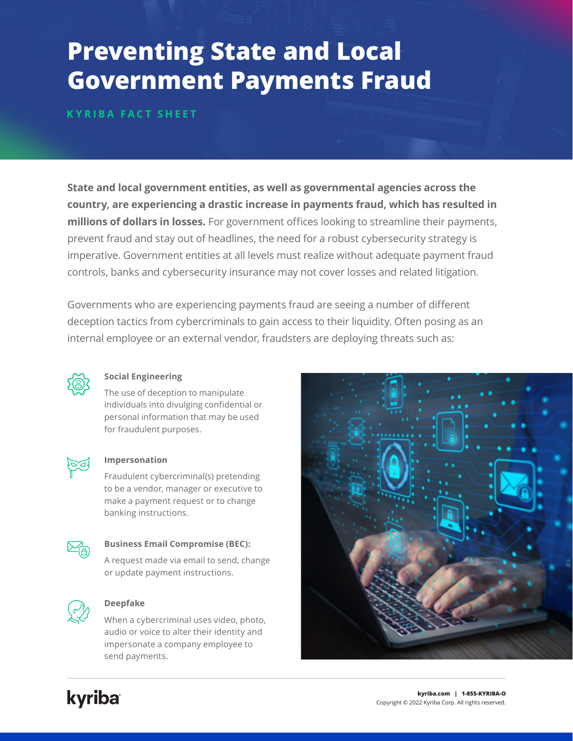# Preventing State and Local Government Payments Fraud

KYRIBA FACT SHEET

**State and local government entities, as well as governmental agencies across the country, are experiencing a drastic increase in payments fraud, which has resulted in millions of dollars in losses.** For government offices looking to streamline their payments, prevent fraud and stay out of headlines, the need for a robust cybersecurity strategy is imperative. Government entities at all levels must realize without adequate payment fraud controls, banks and cybersecurity insurance may not cover losses and related litigation.

Governments who are experiencing payments fraud are seeing a number of different deception tactics from cybercriminals to gain access to their liquidity. Often posing as an internal employee or an external vendor, fraudsters are deploying threats such as:

**Social Engineering**

The use of deception to manipulate individuals into divulging confidential or personal information that may be used for fraudulent purposes.

**Impersonation**

Fraudulent cybercriminal(s) pretending to be a vendor, manager or executive to make a payment request or to change banking instructions.

**Business Email Compromise (BEC):**

A request made via email to send, change or update payment instructions.

**Deepfake**

When a cybercriminal uses video, photo, audio or voice to alter their identity and impersonate a company employee to send payments.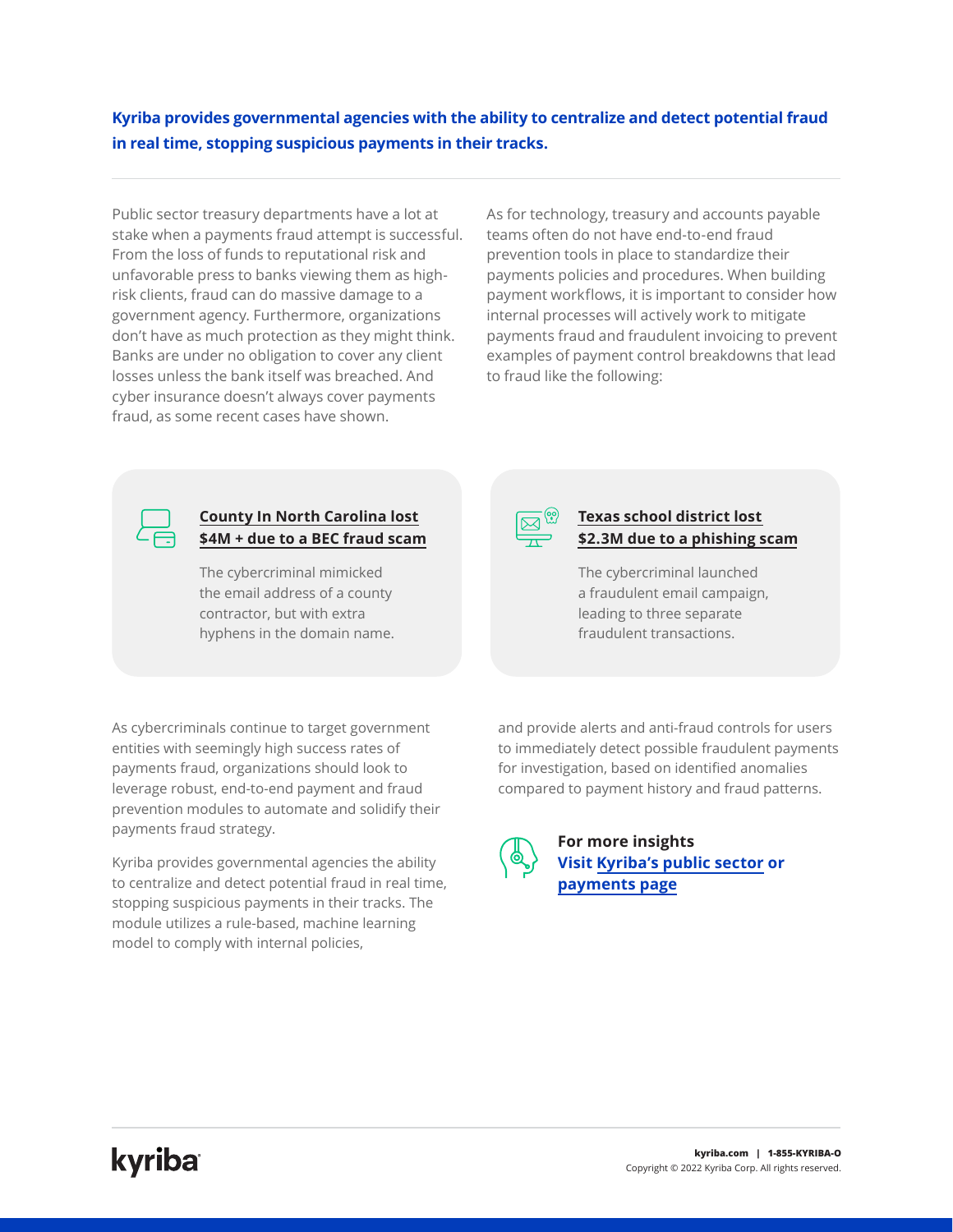**Kyriba provides governmental agencies with the ability to centralize and detect potential fraud in real time, stopping suspicious payments in their tracks.**

---

Public sector treasury departments have a lot at stake when a payments fraud attempt is successful. From the loss of funds to reputational risk and unfavorable press to banks viewing them as high-risk clients, fraud can do massive damage to a government agency. Furthermore, organizations don't have as much protection as they might think. Banks are under no obligation to cover any client losses unless the bank itself was breached. And cyber insurance doesn't always cover payments fraud, as some recent cases have shown.

As for technology, treasury and accounts payable teams often do not have end-to-end fraud prevention tools in place to standardize their payments policies and procedures. When building payment workflows, it is important to consider how internal processes will actively work to mitigate payments fraud and fraudulent invoicing to prevent examples of payment control breakdowns that lead to fraud like the following:

**County In North Carolina lost $4M + due to a BEC fraud scam**

The cybercriminal mimicked the email address of a county contractor, but with extra hyphens in the domain name.

**Texas school district lost $2.3M due to a phishing scam**

The cybercriminal launched a fraudulent email campaign, leading to three separate fraudulent transactions.

As cybercriminals continue to target government entities with seemingly high success rates of payments fraud, organizations should look to leverage robust, end-to-end payment and fraud prevention modules to automate and solidify their payments fraud strategy.

Kyriba provides governmental agencies the ability to centralize and detect potential fraud in real time, stopping suspicious payments in their tracks. The module utilizes a rule-based, machine learning model to comply with internal policies, and provide alerts and anti-fraud controls for users to immediately detect possible fraudulent payments for investigation, based on identified anomalies compared to payment history and fraud patterns.

**For more insights**
**Visit Kyriba's public sector or payments page**